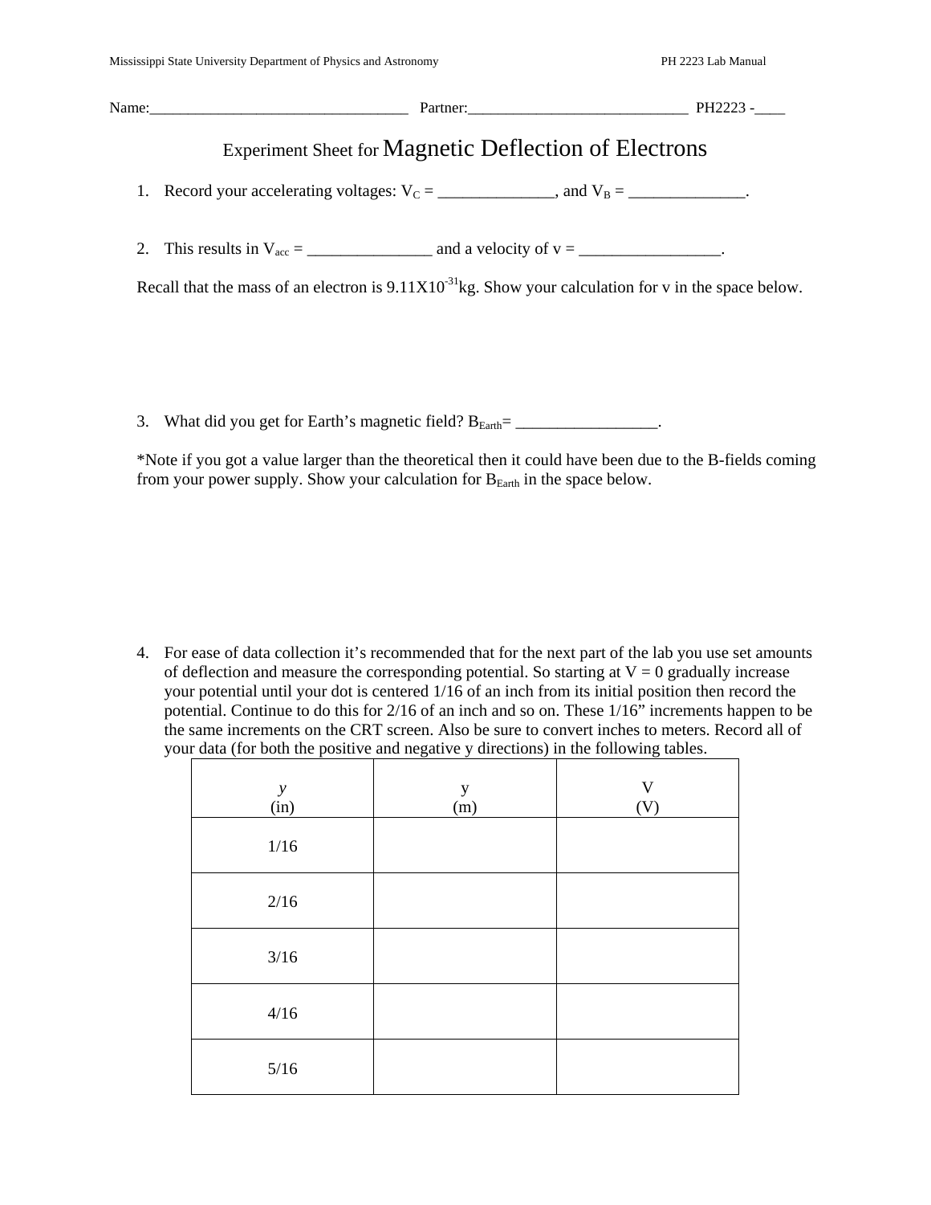Name:__________________________________ Partner:_____________________________ PH2223 -____

# Experiment Sheet for Magnetic Deflection of Electrons

1. Record your accelerating voltages: $V_C$ = ______________, and $V_B$ = ______________.

2. This results in $V_{acc}$ = _______________ and a velocity of v = _________________.

Recall that the mass of an electron is $9.11X10^{-31}$kg. Show your calculation for v in the space below.

3. What did you get for Earth's magnetic field? $B_{Earth}$= _________________.

*Note if you got a value larger than the theoretical then it could have been due to the B-fields coming from your power supply. Show your calculation for $B_{Earth}$ in the space below.

4. For ease of data collection it's recommended that for the next part of the lab you use set amounts of deflection and measure the corresponding potential. So starting at V = 0 gradually increase your potential until your dot is centered 1/16 of an inch from its initial position then record the potential. Continue to do this for 2/16 of an inch and so on. These 1/16" increments happen to be the same increments on the CRT screen. Also be sure to convert inches to meters. Record all of your data (for both the positive and negative y directions) in the following tables.

| *y* (in) | y (m) | V (V) |
|---|---|---|
| 1/16 | | |
| 2/16 | | |
| 3/16 | | |
| 4/16 | | |
| 5/16 | | |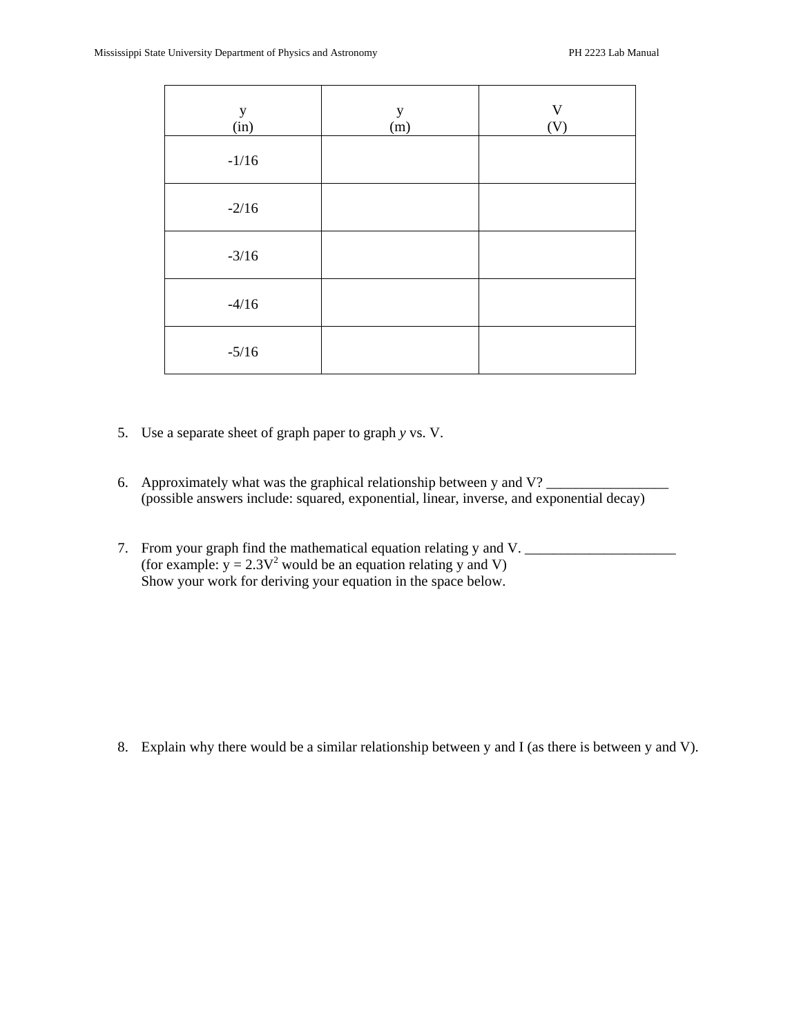| y (in) | y (m) | V (V) |
|---|---|---|
| -1/16 | | |
| -2/16 | | |
| -3/16 | | |
| -4/16 | | |
| -5/16 | | |

5. Use a separate sheet of graph paper to graph *y* vs. V.

6. Approximately what was the graphical relationship between y and V? _________________
   (possible answers include: squared, exponential, linear, inverse, and exponential decay)

7. From your graph find the mathematical equation relating y and V. _____________________
   (for example: $y = 2.3V^2$ would be an equation relating y and V)
   Show your work for deriving your equation in the space below.

8. Explain why there would be a similar relationship between y and I (as there is between y and V).